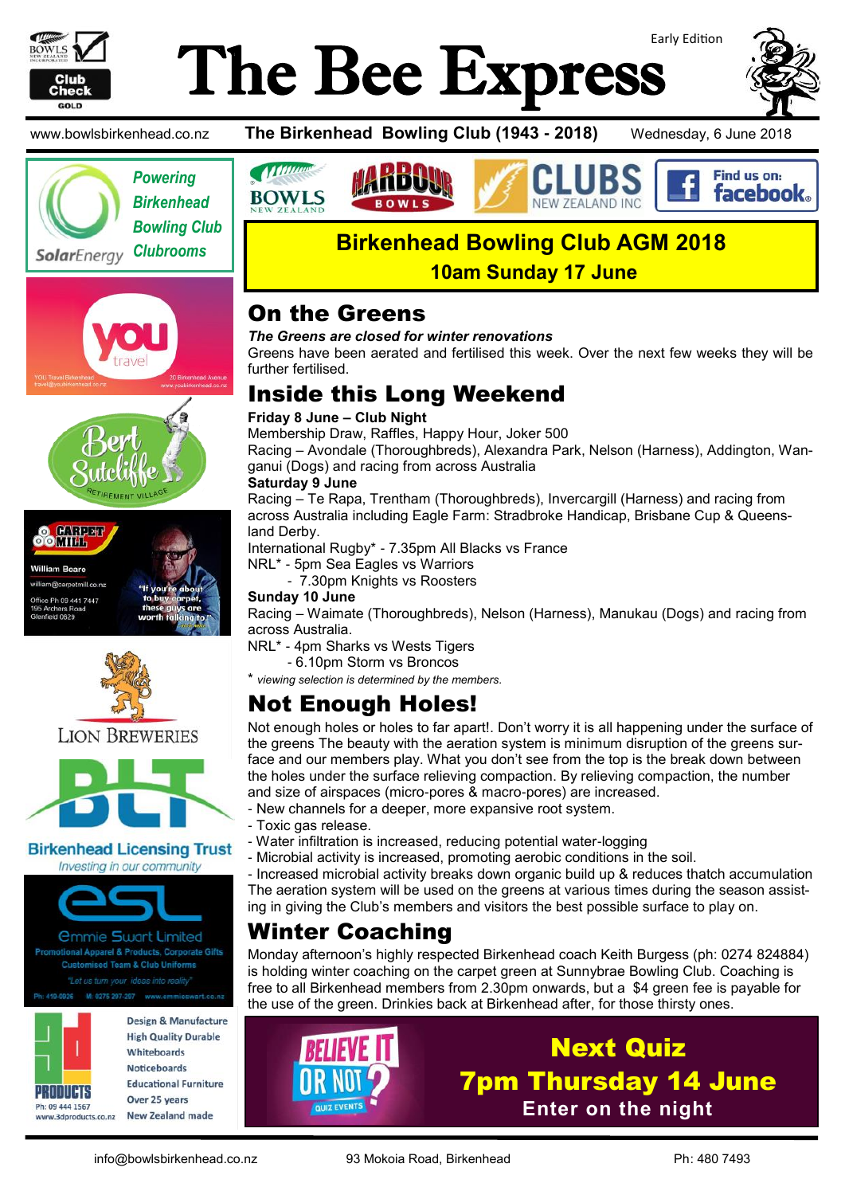# The Bee Express

Early Edition

www.bowlsbirkenhead.co.nz **The Birkenhead Bowling Club (1943 - 2018)** Wednesday, 6 June 2018

Powering Birkenhead Bowling Club Clubrooms — SolarEnergy

## Birkenhead Bowling Club AGM 2018

**10am Sunday 17 June**

## On the Greens

***The Greens are closed for winter renovations***

Greens have been aerated and fertilised this week. Over the next few weeks they will be further fertilised.

## Inside this Long Weekend

**Friday 8 June – Club Night**

Membership Draw, Raffles, Happy Hour, Joker 500

Racing – Avondale (Thoroughbreds), Alexandra Park, Nelson (Harness), Addington, Wanganui (Dogs) and racing from across Australia

**Saturday 9 June**

Racing – Te Rapa, Trentham (Thoroughbreds), Invercargill (Harness) and racing from across Australia including Eagle Farm: Stradbroke Handicap, Brisbane Cup & Queensland Derby.

International Rugby* - 7.35pm All Blacks vs France

NRL* - 5pm Sea Eagles vs Warriors

- 7.30pm Knights vs Roosters

**Sunday 10 June**

Racing – Waimate (Thoroughbreds), Nelson (Harness), Manukau (Dogs) and racing from across Australia.

NRL* - 4pm Sharks vs Wests Tigers

- 6.10pm Storm vs Broncos

* *viewing selection is determined by the members.*

## Not Enough Holes!

Not enough holes or holes to far apart!. Don't worry it is all happening under the surface of the greens The beauty with the aeration system is minimum disruption of the greens surface and our members play. What you don't see from the top is the break down between the holes under the surface relieving compaction. By relieving compaction, the number and size of airspaces (micro-pores & macro-pores) are increased.

- New channels for a deeper, more expansive root system.
- Toxic gas release.
- Water infiltration is increased, reducing potential water-logging
- Microbial activity is increased, promoting aerobic conditions in the soil.
- Increased microbial activity breaks down organic build up & reduces thatch accumulation

The aeration system will be used on the greens at various times during the season assisting in giving the Club's members and visitors the best possible surface to play on.

## Winter Coaching

Monday afternoon's highly respected Birkenhead coach Keith Burgess (ph: 0274 824884) is holding winter coaching on the carpet green at Sunnybrae Bowling Club. Coaching is free to all Birkenhead members from 2.30pm onwards, but a $4 green fee is payable for the use of the green. Drinkies back at Birkenhead after, for those thirsty ones.

## Next Quiz

**7pm Thursday 14 June**

**Enter on the night**

info@bowlsbirkenhead.co.nz 93 Mokoia Road, Birkenhead Ph: 480 7493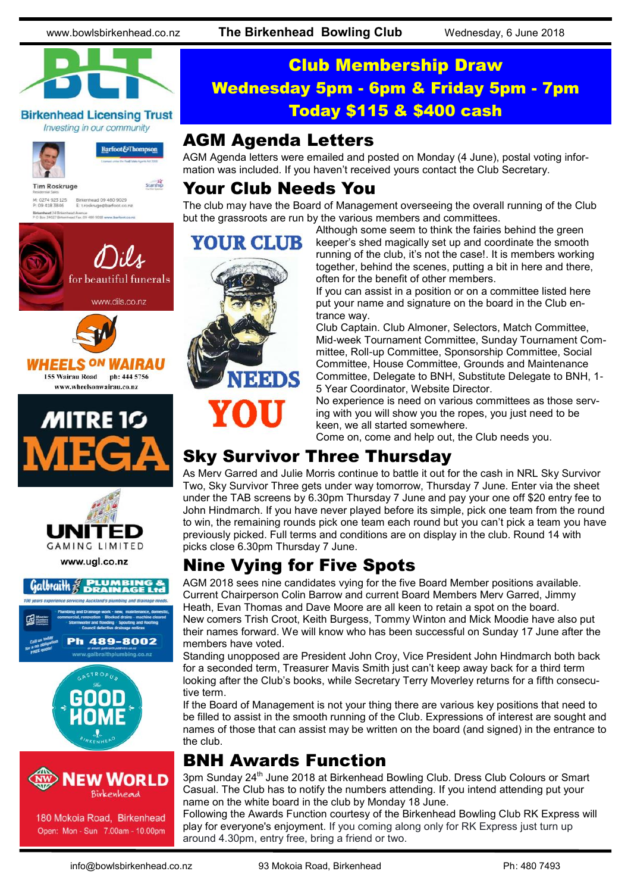## Club Membership Draw

**Wednesday 5pm - 6pm & Friday 5pm - 7pm**

**Today $115 & $400 cash**

## AGM Agenda Letters

AGM Agenda letters were emailed and posted on Monday (4 June), postal voting information was included. If you haven't received yours contact the Club Secretary.

## Your Club Needs You

The club may have the Board of Management overseeing the overall running of the Club but the grassroots are run by the various members and committees.

Although some seem to think the fairies behind the green keeper's shed magically set up and coordinate the smooth running of the club, it's not the case!. It is members working together, behind the scenes, putting a bit in here and there, often for the benefit of other members.

If you can assist in a position or on a committee listed here put your name and signature on the board in the Club entrance way.

Club Captain. Club Almoner, Selectors, Match Committee, Mid-week Tournament Committee, Sunday Tournament Committee, Roll-up Committee, Sponsorship Committee, Social Committee, House Committee, Grounds and Maintenance Committee, Delegate to BNH, Substitute Delegate to BNH, 1-5 Year Coordinator, Website Director.

No experience is need on various committees as those serving with you will show you the ropes, you just need to be keen, we all started somewhere.

Come on, come and help out, the Club needs you.

## Sky Survivor Three Thursday

As Merv Garred and Julie Morris continue to battle it out for the cash in NRL Sky Survivor Two, Sky Survivor Three gets under way tomorrow, Thursday 7 June. Enter via the sheet under the TAB screens by 6.30pm Thursday 7 June and pay your one off $20 entry fee to John Hindmarch. If you have never played before its simple, pick one team from the round to win, the remaining rounds pick one team each round but you can't pick a team you have previously picked. Full terms and conditions are on display in the club. Round 14 with picks close 6.30pm Thursday 7 June.

## Nine Vying for Five Spots

AGM 2018 sees nine candidates vying for the five Board Member positions available. Current Chairperson Colin Barrow and current Board Members Merv Garred, Jimmy Heath, Evan Thomas and Dave Moore are all keen to retain a spot on the board. New comers Trish Croot, Keith Burgess, Tommy Winton and Mick Moodie have also put their names forward. We will know who has been successful on Sunday 17 June after the members have voted.

Standing unopposed are President John Croy, Vice President John Hindmarch both back for a seconded term, Treasurer Mavis Smith just can't keep away back for a third term looking after the Club's books, while Secretary Terry Moverley returns for a fifth consecutive term.

If the Board of Management is not your thing there are various key positions that need to be filled to assist in the smooth running of the Club. Expressions of interest are sought and names of those that can assist may be written on the board (and signed) in the entrance to the club.

## BNH Awards Function

3pm Sunday 24th June 2018 at Birkenhead Bowling Club. Dress Club Colours or Smart Casual. The Club has to notify the numbers attending. If you intend attending put your name on the white board in the club by Monday 18 June.

Following the Awards Function courtesy of the Birkenhead Bowling Club RK Express will play for everyone's enjoyment. If you coming along only for RK Express just turn up around 4.30pm, entry free, bring a friend or two.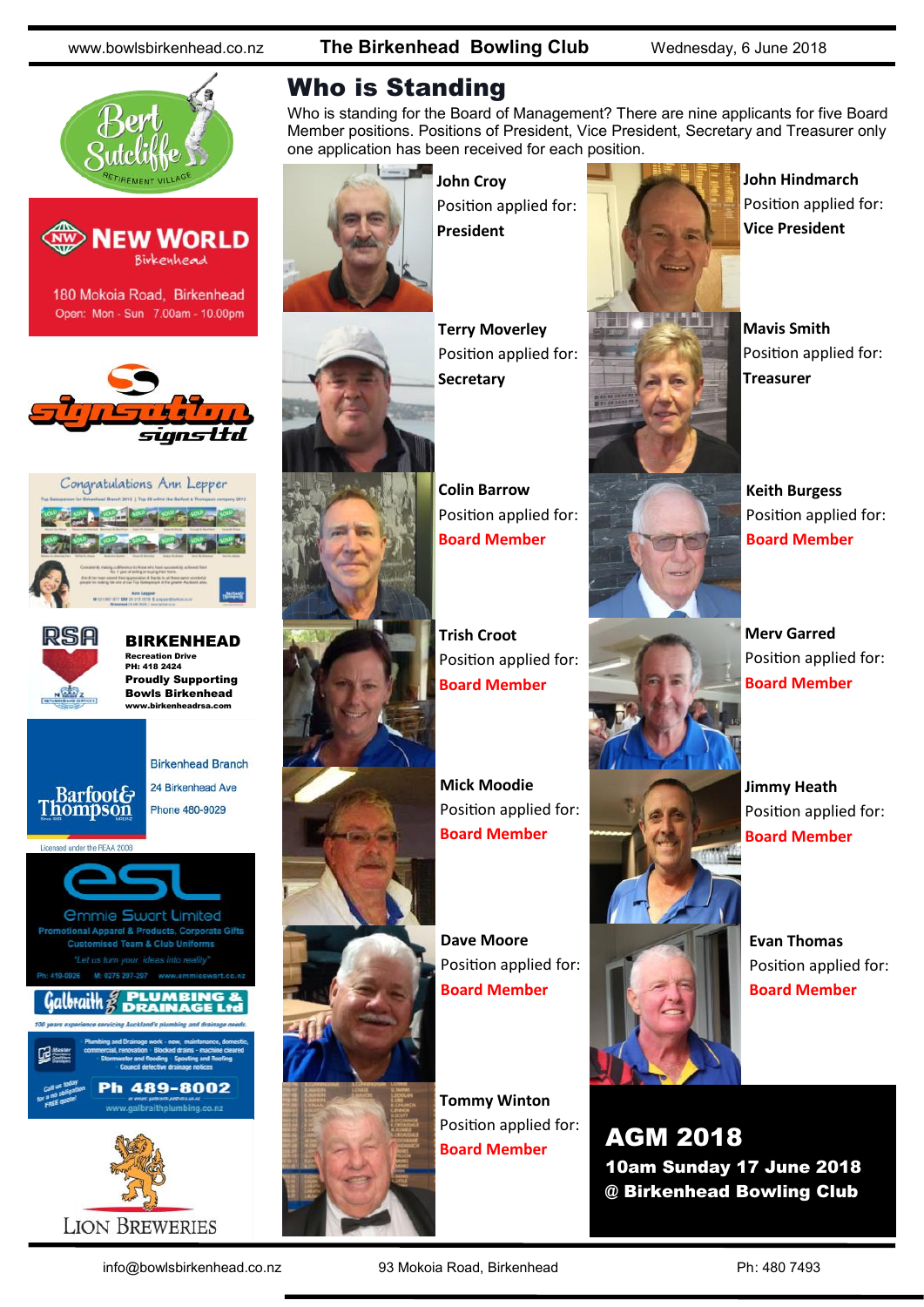# Who is Standing

Who is standing for the Board of Management? There are nine applicants for five Board Member positions. Positions of President, Vice President, Secretary and Treasurer only one application has been received for each position.

**John Croy**
Position applied for:
**President**

**John Hindmarch**
Position applied for:
**Vice President**

**Terry Moverley**
Position applied for:
**Secretary**

**Mavis Smith**
Position applied for:
**Treasurer**

**Colin Barrow**
Position applied for:
**Board Member**

**Keith Burgess**
Position applied for:
**Board Member**

**Trish Croot**
Position applied for:
**Board Member**

**Merv Garred**
Position applied for:
**Board Member**

**Mick Moodie**
Position applied for:
**Board Member**

**Jimmy Heath**
Position applied for:
**Board Member**

**Dave Moore**
Position applied for:
**Board Member**

**Evan Thomas**
Position applied for:
**Board Member**

**Tommy Winton**
Position applied for:
**Board Member**

## AGM 2018

**10am Sunday 17 June 2018**
**@ Birkenhead Bowling Club**

Bert Sutcliffe Retirement Village

New World Birkenhead
180 Mokoia Road, Birkenhead
Open: Mon - Sun 7.00am - 10.00pm

Signsation Signs Ltd

Congratulations Ann Lepper

RSA BIRKENHEAD
Recreation Drive
PH: 418 2424
Proudly Supporting Bowls Birkenhead
www.birkenheadrsa.com

Barfoot & Thompson
Birkenhead Branch
24 Birkenhead Ave
Phone 480-9029
Licensed under the REAA 2008

Emmie Swart Limited
Promotional Apparel & Products, Corporate Gifts
Customised Team & Club Uniforms
"Let us turn your ideas into reality"
Ph: 419-0926 M: 0275 297-297 www.emmieswart.co.nz

Galbraith Plumbing & Drainage Ltd
100 years experience servicing Auckland's plumbing and drainage needs
Ph 489-8002
www.galbraithplumbing.co.nz

Lion Breweries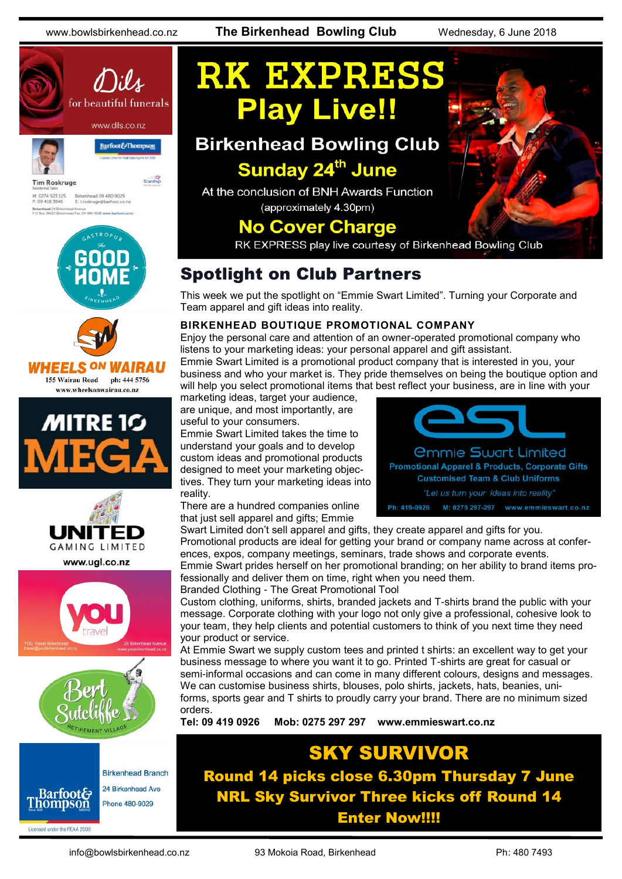# RK EXPRESS

## Play Live!!

**Birkenhead Bowling Club**

**Sunday 24th June**

At the conclusion of BNH Awards Function (approximately 4.30pm)

**No Cover Charge**

RK EXPRESS play live courtesy of Birkenhead Bowling Club

## Spotlight on Club Partners

This week we put the spotlight on "Emmie Swart Limited". Turning your Corporate and Team apparel and gift ideas into reality.

### BIRKENHEAD BOUTIQUE PROMOTIONAL COMPANY

Enjoy the personal care and attention of an owner-operated promotional company who listens to your marketing ideas: your personal apparel and gift assistant.

Emmie Swart Limited is a promotional product company that is interested in you, your business and who your market is. They pride themselves on being the boutique option and will help you select promotional items that best reflect your business, are in line with your marketing ideas, target your audience, are unique, and most importantly, are useful to your consumers.

Emmie Swart Limited takes the time to understand your goals and to develop custom ideas and promotional products designed to meet your marketing objectives. They turn your marketing ideas into reality.

There are a hundred companies online that just sell apparel and gifts; Emmie Swart Limited don't sell apparel and gifts, they create apparel and gifts for you.

Emmie Swart Limited
Promotional Apparel & Products, Corporate Gifts
Customised Team & Club Uniforms
"Let us turn your ideas into reality"
Ph: 419-0926 M: 0275 297-297 www.emmieswart.co.nz

Promotional products are ideal for getting your brand or company name across at conferences, expos, company meetings, seminars, trade shows and corporate events.

Emmie Swart prides herself on her promotional branding; on her ability to brand items professionally and deliver them on time, right when you need them.

Branded Clothing - The Great Promotional Tool

Custom clothing, uniforms, shirts, branded jackets and T-shirts brand the public with your message. Corporate clothing with your logo not only give a professional, cohesive look to your team, they help clients and potential customers to think of you next time they need your product or service.

At Emmie Swart we supply custom tees and printed t shirts: an excellent way to get your business message to where you want it to go. Printed T-shirts are great for casual or semi-informal occasions and can come in many different colours, designs and messages. We can customise business shirts, blouses, polo shirts, jackets, hats, beanies, uniforms, sports gear and T shirts to proudly carry your brand. There are no minimum sized orders.

**Tel: 09 419 0926 Mob: 0275 297 297 www.emmieswart.co.nz**

## SKY SURVIVOR

**Round 14 picks close 6.30pm Thursday 7 June**

**NRL Sky Survivor Three kicks off Round 14**

**Enter Now!!!!**

---

Dils for beautiful funerals www.dils.co.nz

Tim Roskruge — Barfoot&Thompson, Residential Sales. M: 0274 923 125 P: 09 418 3846 Birkenhead 09 480 9029 E: troskruge@barfoot.co.nz

Gastropub The Good Home Birkenhead

WHEELS ON WAIRAU — 155 Wairau Road ph: 444 5756 www.wheelsonwairau.co.nz

MITRE 10 MEGA

UNITED GAMING LIMITED www.ugl.co.nz

you travel — YOU Travel Birkenhead, 20 Birkenhead Avenue, travel@youbirkenhead.co.nz, www.youbirkenhead.co.nz

Bert Sutcliffe Retirement Village

Barfoot & Thompson — Birkenhead Branch, 24 Birkenhead Ave, Phone 480-9029. Licensed under the REAA 2008